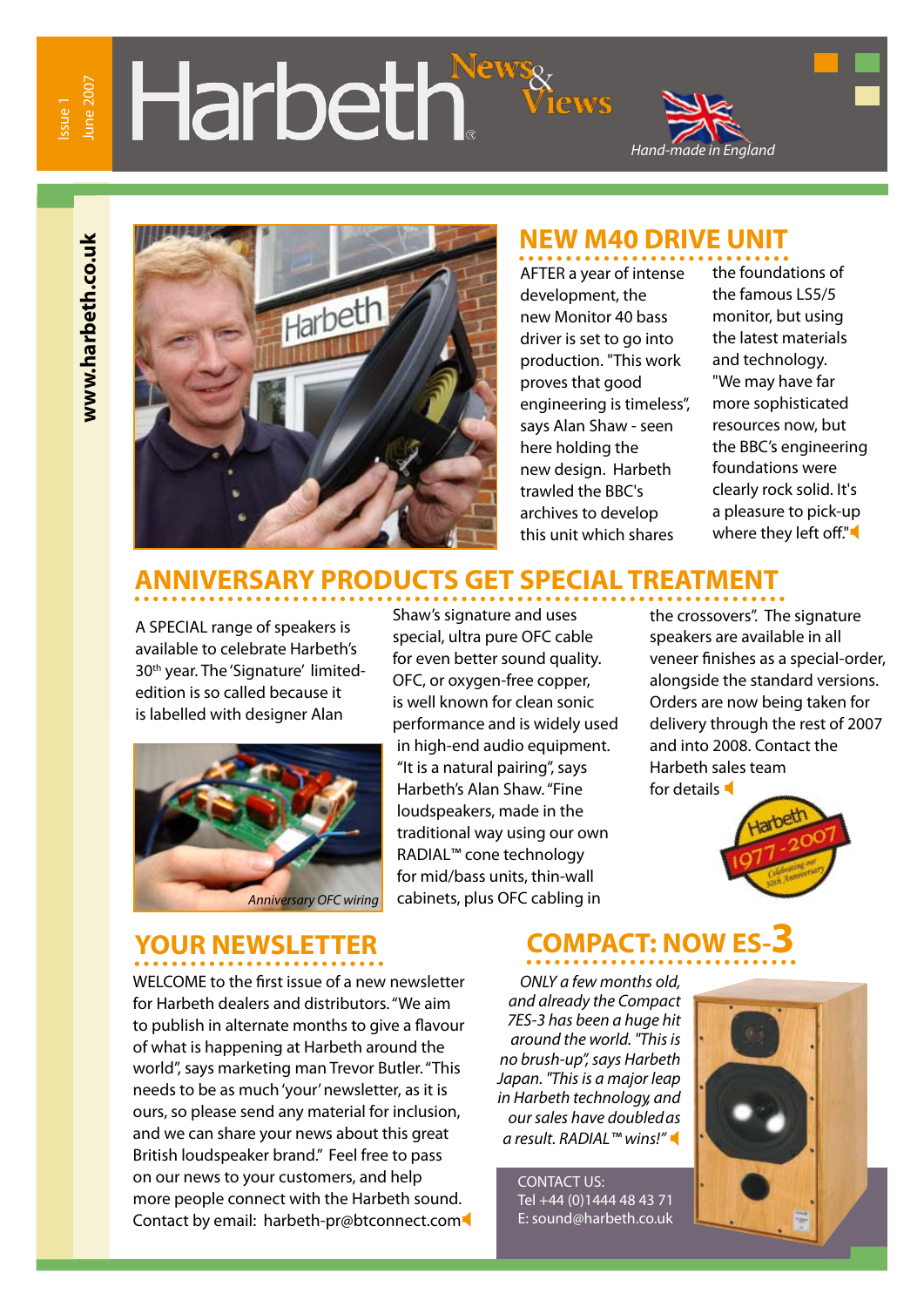# Harbeth News & Views

Issue 1 June 2007

Hand-made in England

www.harbeth.co.uk

## NEW M40 DRIVE UNIT

AFTER a year of intense development, the new Monitor 40 bass driver is set to go into production. "This work proves that good engineering is timeless", says Alan Shaw - seen here holding the new design. Harbeth trawled the BBC's archives to develop this unit which shares the foundations of the famous LS5/5 monitor, but using the latest materials and technology. "We may have far more sophisticated resources now, but the BBC's engineering foundations were clearly rock solid. It's a pleasure to pick-up where they left off."

## ANNIVERSARY PRODUCTS GET SPECIAL TREATMENT

A SPECIAL range of speakers is available to celebrate Harbeth's 30th year. The 'Signature' limited-edition is so called because it is labelled with designer Alan Shaw's signature and uses special, ultra pure OFC cable for even better sound quality. OFC, or oxygen-free copper, is well known for clean sonic performance and is widely used in high-end audio equipment. "It is a natural pairing", says Harbeth's Alan Shaw. "Fine loudspeakers, made in the traditional way using our own RADIAL™ cone technology for mid/bass units, thin-wall cabinets, plus OFC cabling in the crossovers". The signature speakers are available in all veneer finishes as a special-order, alongside the standard versions. Orders are now being taken for delivery through the rest of 2007 and into 2008. Contact the Harbeth sales team for details

*Anniversary OFC wiring*

Harbeth 1977-2007 Celebrating our 30th Anniversary

## YOUR NEWSLETTER

WELCOME to the first issue of a new newsletter for Harbeth dealers and distributors. "We aim to publish in alternate months to give a flavour of what is happening at Harbeth around the world", says marketing man Trevor Butler. "This needs to be as much 'your' newsletter, as it is ours, so please send any material for inclusion, and we can share your news about this great British loudspeaker brand." Feel free to pass on our news to your customers, and help more people connect with the Harbeth sound. Contact by email: harbeth-pr@btconnect.com

## COMPACT: NOW ES-3

*ONLY a few months old, and already the Compact 7ES-3 has been a huge hit around the world. "This is no brush-up", says Harbeth Japan. "This is a major leap in Harbeth technology, and our sales have doubled as a result. RADIAL™ wins!"*

CONTACT US:
Tel +44 (0)1444 48 43 71
E: sound@harbeth.co.uk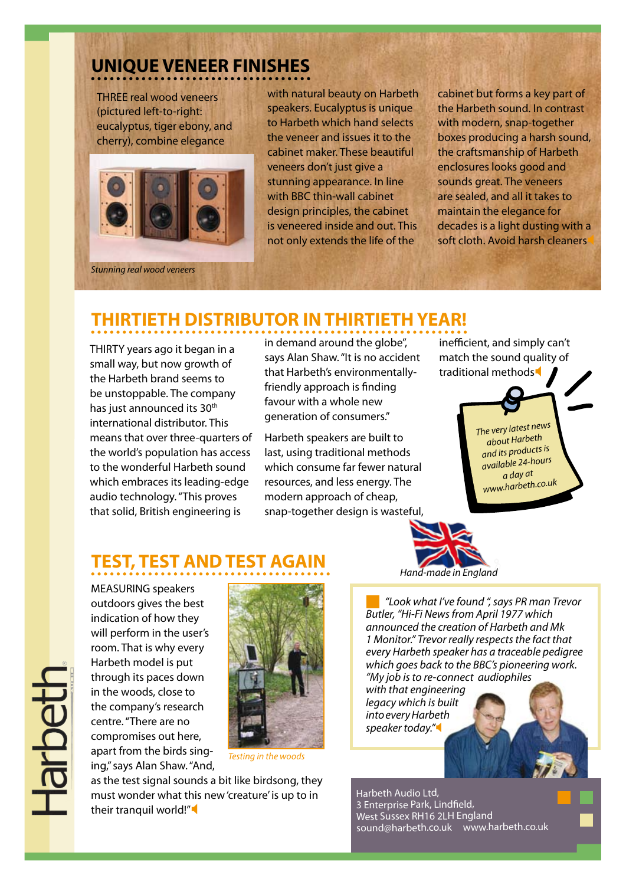## UNIQUE VENEER FINISHES

THREE real wood veneers (pictured left-to-right: eucalyptus, tiger ebony, and cherry), combine elegance with natural beauty on Harbeth speakers. Eucalyptus is unique to Harbeth which hand selects the veneer and issues it to the cabinet maker. These beautiful veneers don't just give a stunning appearance. In line with BBC thin-wall cabinet design principles, the cabinet is veneered inside and out. This not only extends the life of the cabinet but forms a key part of the Harbeth sound. In contrast with modern, snap-together boxes producing a harsh sound, the craftsmanship of Harbeth enclosures looks good and sounds great. The veneers are sealed, and all it takes to maintain the elegance for decades is a light dusting with a soft cloth. Avoid harsh cleaners

*Stunning real wood veneers*

## THIRTIETH DISTRIBUTOR IN THIRTIETH YEAR!

THIRTY years ago it began in a small way, but now growth of the Harbeth brand seems to be unstoppable. The company has just announced its 30th international distributor. This means that over three-quarters of the world's population has access to the wonderful Harbeth sound which embraces its leading-edge audio technology. "This proves that solid, British engineering is in demand around the globe", says Alan Shaw. "It is no accident that Harbeth's environmentally-friendly approach is finding favour with a whole new generation of consumers."

Harbeth speakers are built to last, using traditional methods which consume far fewer natural resources, and less energy. The modern approach of cheap, snap-together design is wasteful, inefficient, and simply can't match the sound quality of traditional methods

The very latest news about Harbeth and its products is available 24-hours a day at www.harbeth.co.uk

*Hand-made in England*

## TEST, TEST AND TEST AGAIN

MEASURING speakers outdoors gives the best indication of how they will perform in the user's room. That is why every Harbeth model is put through its paces down in the woods, close to the company's research centre. "There are no compromises out here, apart from the birds singing," says Alan Shaw. "And, as the test signal sounds a bit like birdsong, they must wonder what this new 'creature' is up to in their tranquil world!"

*Testing in the woods*

*"Look what I've found", says PR man Trevor Butler, "Hi-Fi News from April 1977 which announced the creation of Harbeth and Mk 1 Monitor." Trevor really respects the fact that every Harbeth speaker has a traceable pedigree which goes back to the BBC's pioneering work. "My job is to re-connect audiophiles with that engineering legacy which is built into every Harbeth speaker today."*

Harbeth Audio Ltd,
3 Enterprise Park, Lindfield,
West Sussex RH16 2LH England
sound@harbeth.co.uk www.harbeth.co.uk